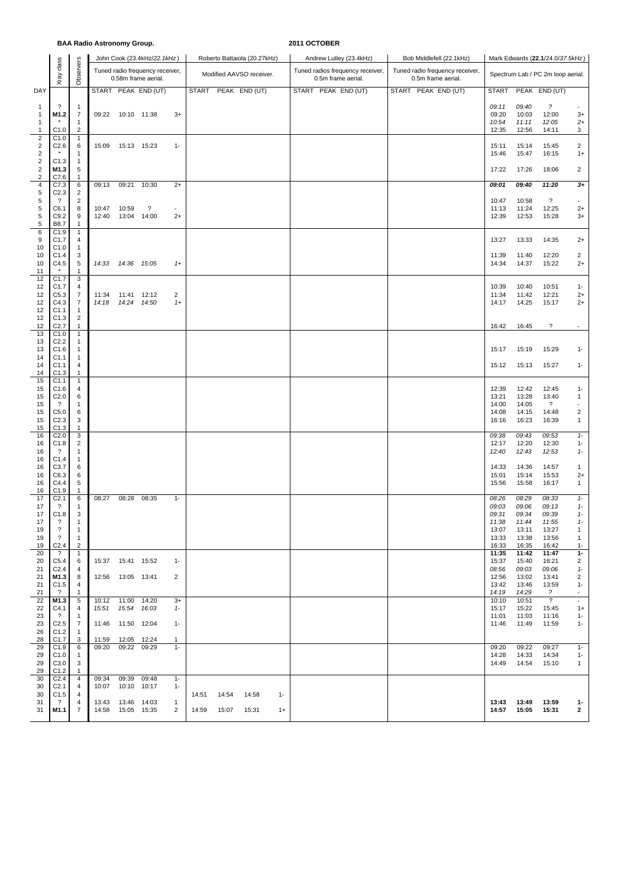**BAA Radio Astronomy Group.**

**2011 OCTOBER**

| DAY | Xray class | Observers | John Cook (23.4kHz/*22.1kHz*) | | | | Roberto Battaiola (20.27kHz) | | | | Andrew Lutley (23.4kHz) | Bob Middlefell (22.1kHz) | Mark Edwards (**22.1**/24.0/*37.5kHz*) | | | |
|---|---|---|---|---|---|---|---|---|---|---|---|---|---|---|---|---|
| | | | Tuned radio frequency receiver, 0.58m frame aerial. | | | | Modified AAVSO receiver. | | | | Tuned radios frequency receiver, 0.5m frame aerial. | Tuned radio frequency receiver, 0.5m frame aerial. | Spectrum Lab / PC 2m loop aerial. | | | |
| | | | START | PEAK | END (UT) | | START | PEAK | END (UT) | | START PEAK END (UT) | START PEAK END (UT) | START | PEAK | END (UT) | |
| 1 | ? | 1 | | | | | | | | | | | 09:11 | 09:40 | ? | - |
| 1 | **M1.2** | 7 | 09:22 | 10:10 | 11:38 | 3+ | | | | | | | 09:20 | 10:03 | 12:00 | 3+ |
| 1 | * | 1 | | | | | | | | | | | 10:54 | 11:11 | 12:05 | 2+ |
| 1 | C1.0 | 2 | | | | | | | | | | | 12:35 | 12:56 | 14:11 | 3 |
| 2 | C1.0 | 1 | | | | | | | | | | | | | | |
| 2 | C2.6 | 6 | 15:09 | 15:13 | 15:23 | 1- | | | | | | | 15:11 | 15:14 | 15:45 | 2 |
| 2 | * | 1 | | | | | | | | | | | 15:46 | 15:47 | 16:15 | 1+ |
| 2 | C1.3 | 1 | | | | | | | | | | | | | | |
| 2 | **M1.3** | 5 | | | | | | | | | | | 17:22 | 17:26 | 18:06 | 2 |
| 2 | C7.6 | 1 | | | | | | | | | | | | | | |
| 4 | C7.3 | 6 | 09:13 | 09:21 | 10:30 | 2+ | | | | | | | **09:01** | **09:40** | **11:20** | **3+** |
| 5 | C2.3 | 2 | | | | | | | | | | | | | | |
| 5 | ? | 2 | | | | | | | | | | | 10:47 | 10:58 | ? | - |
| 5 | C6.1 | 8 | 10:47 | 10:59 | ? | - | | | | | | | 11:13 | 11:24 | 12:25 | 2+ |
| 5 | C9.2 | 9 | 12:40 | 13:04 | 14:00 | 2+ | | | | | | | 12:39 | 12:53 | 15:28 | 3+ |
| 5 | B8.7 | 1 | | | | | | | | | | | | | | |
| 6 | C1.9 | 1 | | | | | | | | | | | | | | |
| 9 | C1.7 | 4 | | | | | | | | | | | 13:27 | 13:33 | 14:35 | 2+ |
| 10 | C1.0 | 1 | | | | | | | | | | | | | | |
| 10 | C1.4 | 3 | | | | | | | | | | | 11:39 | 11:40 | 12:20 | 2 |
| 10 | C4.5 | 5 | *14:33* | *14:36* | *15:05* | *1+* | | | | | | | 14:34 | 14:37 | 15:22 | 2+ |
| 11 | * | 1 | | | | | | | | | | | | | | |
| 12 | C1.7 | 3 | | | | | | | | | | | | | | |
| 12 | C1.7 | 4 | | | | | | | | | | | 10:39 | 10:40 | 10:51 | 1- |
| 12 | C5.3 | 7 | 11:34 | 11:41 | 12:12 | 2 | | | | | | | 11:34 | 11:42 | 12:21 | 2+ |
| 12 | C4.3 | 7 | *14:18* | *14:24* | *14:50* | *1+* | | | | | | | 14:17 | 14:25 | 15:17 | 2+ |
| 12 | C1.1 | 1 | | | | | | | | | | | | | | |
| 12 | C1.3 | 2 | | | | | | | | | | | | | | |
| 12 | C2.7 | 1 | | | | | | | | | | | 16:42 | 16:45 | ? | - |
| 13 | C1.0 | 1 | | | | | | | | | | | | | | |
| 13 | C2.2 | 1 | | | | | | | | | | | | | | |
| 13 | C1.6 | 1 | | | | | | | | | | | 15:17 | 15:19 | 15:29 | 1- |
| 14 | C1.1 | 1 | | | | | | | | | | | | | | |
| 14 | C1.1 | 4 | | | | | | | | | | | 15:12 | 15:13 | 15:27 | 1- |
| 14 | C1.3 | 1 | | | | | | | | | | | | | | |
| 15 | C1.1 | 1 | | | | | | | | | | | | | | |
| 15 | C1.6 | 4 | | | | | | | | | | | 12:39 | 12:42 | 12:45 | 1- |
| 15 | C2.0 | 6 | | | | | | | | | | | 13:21 | 13:28 | 13:40 | 1 |
| 15 | ? | 1 | | | | | | | | | | | 14:00 | 14:05 | ? | - |
| 15 | C5.0 | 6 | | | | | | | | | | | 14:08 | 14:15 | 14:48 | 2 |
| 15 | C2.3 | 3 | | | | | | | | | | | 16:16 | 16:23 | 16:39 | 1 |
| 15 | C1.3 | 1 | | | | | | | | | | | | | | |
| 16 | C2.0 | 3 | | | | | | | | | | | *09:38* | *09:43* | *09:53* | *1-* |
| 16 | C1.8 | 2 | | | | | | | | | | | 12:17 | 12:20 | 12:30 | 1- |
| 16 | ? | 1 | | | | | | | | | | | *12:40* | *12:43* | *12:53* | *1-* |
| 16 | C1.4 | 1 | | | | | | | | | | | | | | |
| 16 | C3.7 | 6 | | | | | | | | | | | 14:33 | 14:36 | 14:57 | 1 |
| 16 | C6.3 | 6 | | | | | | | | | | | 15:01 | 15:14 | 15:53 | 2+ |
| 16 | C4.4 | 5 | | | | | | | | | | | 15:56 | 15:58 | 16:17 | 1 |
| 16 | C1.9 | 1 | | | | | | | | | | | | | | |
| 17 | C2.1 | 6 | 08:27 | 08:28 | 08:35 | 1- | | | | | | | *08:26* | *08:29* | *08:33* | *1-* |
| 17 | ? | 1 | | | | | | | | | | | *09:03* | *09:06* | *09:13* | *1-* |
| 17 | C1.8 | 3 | | | | | | | | | | | *09:31* | *09:34* | *09:39* | *1-* |
| 17 | ? | 1 | | | | | | | | | | | *11:38* | *11:44* | *11:55* | *1-* |
| 19 | ? | 1 | | | | | | | | | | | 13:07 | 13:11 | 13:27 | 1 |
| 19 | ? | 1 | | | | | | | | | | | 13:33 | 13:38 | 13:56 | 1 |
| 19 | C2.4 | 2 | | | | | | | | | | | 16:33 | 16:35 | 16:42 | 1- |
| 20 | ? | 1 | | | | | | | | | | | **11:35** | **11:42** | **11:47** | **1-** |
| 20 | C5.4 | 6 | 15:37 | 15:41 | 15:52 | 1- | | | | | | | 15:37 | 15:40 | 16:21 | 2 |
| 21 | C2.4 | 4 | | | | | | | | | | | *08:56* | *09:03* | *09:06* | *1-* |
| 21 | **M1.3** | 8 | 12:56 | 13:05 | 13:41 | 2 | | | | | | | 12:56 | 13:02 | 13:41 | 2 |
| 21 | C1.5 | 4 | | | | | | | | | | | 13:42 | 13:46 | 13:59 | 1- |
| 21 | ? | 1 | | | | | | | | | | | *14:19* | *14:29* | *?* | - |
| 22 | **M1.3** | 5 | 10:12 | 11:00 | 14:20 | 3+ | | | | | | | 10:10 | 10:51 | ? | - |
| 22 | C4.1 | 4 | *15:51* | *15:54* | *16:03* | *1-* | | | | | | | 15:17 | 15:22 | 15:45 | 1+ |
| 23 | ? | 1 | | | | | | | | | | | 11:01 | 11:03 | 11:16 | 1- |
| 23 | C2.5 | 7 | 11:46 | 11:50 | 12:04 | 1- | | | | | | | 11:46 | 11:49 | 11:59 | 1- |
| 26 | C1.2 | 1 | | | | | | | | | | | | | | |
| 28 | C1.7 | 3 | 11:59 | 12:05 | 12:24 | 1 | | | | | | | | | | |
| 29 | C1.9 | 6 | 09:20 | 09:22 | 09:29 | 1- | | | | | | | 09:20 | 09:22 | 09:27 | 1- |
| 29 | C1.0 | 1 | | | | | | | | | | | 14:28 | 14:33 | 14:34 | 1- |
| 29 | C3.0 | 3 | | | | | | | | | | | 14:49 | 14:54 | 15:10 | 1 |
| 29 | C1.2 | 1 | | | | | | | | | | | | | | |
| 30 | C2.4 | 4 | 09:34 | 09:39 | 09:48 | 1- | | | | | | | | | | |
| 30 | C2.1 | 4 | 10:07 | 10:10 | 10:17 | 1- | | | | | | | | | | |
| 30 | C1.5 | 4 | | | | | 14:51 | 14:54 | 14:58 | 1- | | | | | | |
| 31 | ? | 4 | 13:43 | 13:46 | 14:03 | 1 | | | | | | | **13:43** | **13:49** | **13:59** | **1-** |
| 31 | **M1.1** | 7 | 14:58 | 15:05 | 15:35 | 2 | 14:59 | 15:07 | 15:31 | 1+ | | | **14:57** | **15:05** | **15:31** | **2** |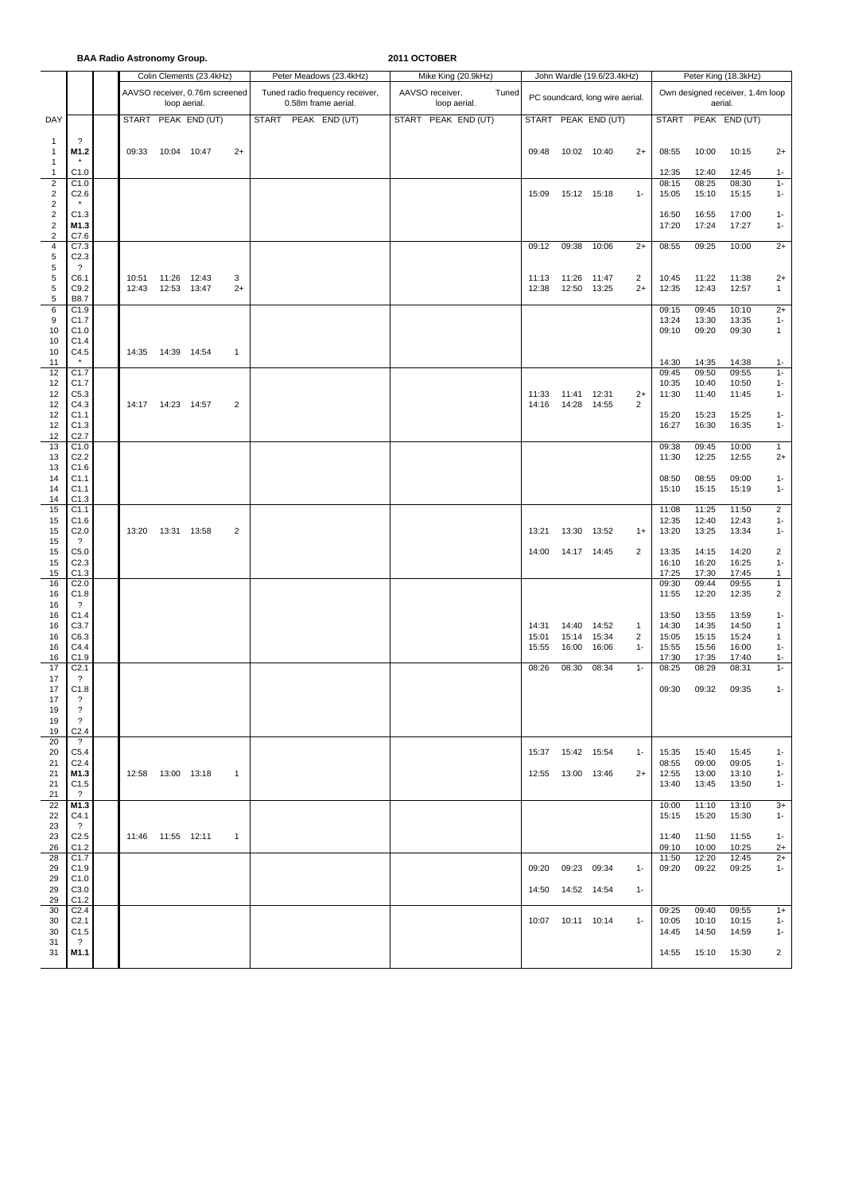**BAA Radio Astronomy Group.** **2011 OCTOBER**

| DAY | | | Colin Clements (23.4kHz) AAVSO receiver, 0.76m screened loop aerial. | | | | Peter Meadows (23.4kHz) Tuned radio frequency receiver, 0.58m frame aerial. | | | Mike King (20.9kHz) AAVSO receiver. Tuned loop aerial. | | | John Wardle (19.6/23.4kHz) PC soundcard, long wire aerial. | | | | Peter King (18.3kHz) Own designed receiver, 1.4m loop aerial. | | | |
|---|---|---|---|---|---|---|---|---|---|---|---|---|---|---|---|---|---|---|---|---|
| | | | START | PEAK | END (UT) | | START | PEAK | END (UT) | START | PEAK | END (UT) | START | PEAK | END (UT) | | START | PEAK | END (UT) | |
| 1 | ? | | | | | | | | | | | | | | | | | | | |
| 1 | **M1.2** | | 09:33 | 10:04 | 10:47 | 2+ | | | | | | | 09:48 | 10:02 | 10:40 | 2+ | 08:55 | 10:00 | 10:15 | 2+ |
| 1 | * | | | | | | | | | | | | | | | | | | | |
| 1 | C1.0 | | | | | | | | | | | | | | | | 12:35 | 12:40 | 12:45 | 1- |
| 2 | C1.0 | | | | | | | | | | | | | | | | 08:15 | 08:25 | 08:30 | 1- |
| 2 | C2.6 | | | | | | | | | | | | 15:09 | 15:12 | 15:18 | 1- | 15:05 | 15:10 | 15:15 | 1- |
| 2 | * | | | | | | | | | | | | | | | | | | | |
| 2 | C1.3 | | | | | | | | | | | | | | | | 16:50 | 16:55 | 17:00 | 1- |
| 2 | **M1.3** | | | | | | | | | | | | | | | | 17:20 | 17:24 | 17:27 | 1- |
| 2 | C7.6 | | | | | | | | | | | | | | | | | | | |
| 4 | C7.3 | | | | | | | | | | | | 09:12 | 09:38 | 10:06 | 2+ | 08:55 | 09:25 | 10:00 | 2+ |
| 5 | C2.3 | | | | | | | | | | | | | | | | | | | |
| 5 | ? | | | | | | | | | | | | | | | | | | | |
| 5 | C6.1 | | 10:51 | 11:26 | 12:43 | 3 | | | | | | | 11:13 | 11:26 | 11:47 | 2 | 10:45 | 11:22 | 11:38 | 2+ |
| 5 | C9.2 | | 12:43 | 12:53 | 13:47 | 2+ | | | | | | | 12:38 | 12:50 | 13:25 | 2+ | 12:35 | 12:43 | 12:57 | 1 |
| 5 | B8.7 | | | | | | | | | | | | | | | | | | | |
| 6 | C1.9 | | | | | | | | | | | | | | | | 09:15 | 09:45 | 10:10 | 2+ |
| 9 | C1.7 | | | | | | | | | | | | | | | | 13:24 | 13:30 | 13:35 | 1- |
| 10 | C1.0 | | | | | | | | | | | | | | | | 09:10 | 09:20 | 09:30 | 1 |
| 10 | C1.4 | | | | | | | | | | | | | | | | | | | |
| 10 | C4.5 | | 14:35 | 14:39 | 14:54 | 1 | | | | | | | | | | | | | | |
| 11 | * | | | | | | | | | | | | | | | | 14:30 | 14:35 | 14:38 | 1- |
| 12 | C1.7 | | | | | | | | | | | | | | | | 09:45 | 09:50 | 09:55 | 1- |
| 12 | C1.7 | | | | | | | | | | | | | | | | 10:35 | 10:40 | 10:50 | 1- |
| 12 | C5.3 | | | | | | | | | | | | 11:33 | 11:41 | 12:31 | 2+ | 11:30 | 11:40 | 11:45 | 1- |
| 12 | C4.3 | | 14:17 | 14:23 | 14:57 | 2 | | | | | | | 14:16 | 14:28 | 14:55 | 2 | | | | |
| 12 | C1.1 | | | | | | | | | | | | | | | | 15:20 | 15:23 | 15:25 | 1- |
| 12 | C1.3 | | | | | | | | | | | | | | | | 16:27 | 16:30 | 16:35 | 1- |
| 12 | C2.7 | | | | | | | | | | | | | | | | | | | |
| 13 | C1.0 | | | | | | | | | | | | | | | | 09:38 | 09:45 | 10:00 | 1 |
| 13 | C2.2 | | | | | | | | | | | | | | | | 11:30 | 12:25 | 12:55 | 2+ |
| 13 | C1.6 | | | | | | | | | | | | | | | | | | | |
| 14 | C1.1 | | | | | | | | | | | | | | | | 08:50 | 08:55 | 09:00 | 1- |
| 14 | C1.1 | | | | | | | | | | | | | | | | 15:10 | 15:15 | 15:19 | 1- |
| 14 | C1.3 | | | | | | | | | | | | | | | | | | | |
| 15 | C1.1 | | | | | | | | | | | | | | | | 11:08 | 11:25 | 11:50 | 2 |
| 15 | C1.6 | | | | | | | | | | | | | | | | 12:35 | 12:40 | 12:43 | 1- |
| 15 | C2.0 | | 13:20 | 13:31 | 13:58 | 2 | | | | | | | 13:21 | 13:30 | 13:52 | 1+ | 13:20 | 13:25 | 13:34 | 1- |
| 15 | ? | | | | | | | | | | | | | | | | | | | |
| 15 | C5.0 | | | | | | | | | | | | 14:00 | 14:17 | 14:45 | 2 | 13:35 | 14:15 | 14:20 | 2 |
| 15 | C2.3 | | | | | | | | | | | | | | | | 16:10 | 16:20 | 16:25 | 1- |
| 15 | C1.3 | | | | | | | | | | | | | | | | 17:25 | 17:30 | 17:45 | 1 |
| 16 | C2.0 | | | | | | | | | | | | | | | | 09:30 | 09:44 | 09:55 | 1 |
| 16 | C1.8 | | | | | | | | | | | | | | | | 11:55 | 12:20 | 12:35 | 2 |
| 16 | ? | | | | | | | | | | | | | | | | | | | |
| 16 | C1.4 | | | | | | | | | | | | | | | | 13:50 | 13:55 | 13:59 | 1- |
| 16 | C3.7 | | | | | | | | | | | | 14:31 | 14:40 | 14:52 | 1 | 14:30 | 14:35 | 14:50 | 1 |
| 16 | C6.3 | | | | | | | | | | | | 15:01 | 15:14 | 15:34 | 2 | 15:05 | 15:15 | 15:24 | 1 |
| 16 | C4.4 | | | | | | | | | | | | 15:55 | 16:00 | 16:06 | 1- | 15:55 | 15:56 | 16:00 | 1- |
| 16 | C1.9 | | | | | | | | | | | | | | | | 17:30 | 17:35 | 17:40 | 1- |
| 17 | C2.1 | | | | | | | | | | | | 08:26 | 08:30 | 08:34 | 1- | 08:25 | 08:29 | 08:31 | 1- |
| 17 | ? | | | | | | | | | | | | | | | | | | | |
| 17 | C1.8 | | | | | | | | | | | | | | | | 09:30 | 09:32 | 09:35 | 1- |
| 17 | ? | | | | | | | | | | | | | | | | | | | |
| 19 | ? | | | | | | | | | | | | | | | | | | | |
| 19 | ? | | | | | | | | | | | | | | | | | | | |
| 19 | C2.4 | | | | | | | | | | | | | | | | | | | |
| 20 | ? | | | | | | | | | | | | | | | | | | | |
| 20 | C5.4 | | | | | | | | | | | | 15:37 | 15:42 | 15:54 | 1- | 15:35 | 15:40 | 15:45 | 1- |
| 21 | C2.4 | | | | | | | | | | | | | | | | 08:55 | 09:00 | 09:05 | 1- |
| 21 | **M1.3** | | 12:58 | 13:00 | 13:18 | 1 | | | | | | | 12:55 | 13:00 | 13:46 | 2+ | 12:55 | 13:00 | 13:10 | 1- |
| 21 | C1.5 | | | | | | | | | | | | | | | | 13:40 | 13:45 | 13:50 | 1- |
| 21 | ? | | | | | | | | | | | | | | | | | | | |
| 22 | **M1.3** | | | | | | | | | | | | | | | | 10:00 | 11:10 | 13:10 | 3+ |
| 22 | C4.1 | | | | | | | | | | | | | | | | 15:15 | 15:20 | 15:30 | 1- |
| 23 | ? | | | | | | | | | | | | | | | | | | | |
| 23 | C2.5 | | 11:46 | 11:55 | 12:11 | 1 | | | | | | | | | | | 11:40 | 11:50 | 11:55 | 1- |
| 26 | C1.2 | | | | | | | | | | | | | | | | 09:10 | 10:00 | 10:25 | 2+ |
| 28 | C1.7 | | | | | | | | | | | | | | | | 11:50 | 12:20 | 12:45 | 2+ |
| 29 | C1.9 | | | | | | | | | | | | 09:20 | 09:23 | 09:34 | 1- | 09:20 | 09:22 | 09:25 | 1- |
| 29 | C1.0 | | | | | | | | | | | | | | | | | | | |
| 29 | C3.0 | | | | | | | | | | | | 14:50 | 14:52 | 14:54 | 1- | | | | |
| 29 | C1.2 | | | | | | | | | | | | | | | | | | | |
| 30 | C2.4 | | | | | | | | | | | | | | | | 09:25 | 09:40 | 09:55 | 1+ |
| 30 | C2.1 | | | | | | | | | | | | 10:07 | 10:11 | 10:14 | 1- | 10:05 | 10:10 | 10:15 | 1- |
| 30 | C1.5 | | | | | | | | | | | | | | | | 14:45 | 14:50 | 14:59 | 1- |
| 31 | ? | | | | | | | | | | | | | | | | | | | |
| 31 | **M1.1** | | | | | | | | | | | | | | | | 14:55 | 15:10 | 15:30 | 2 |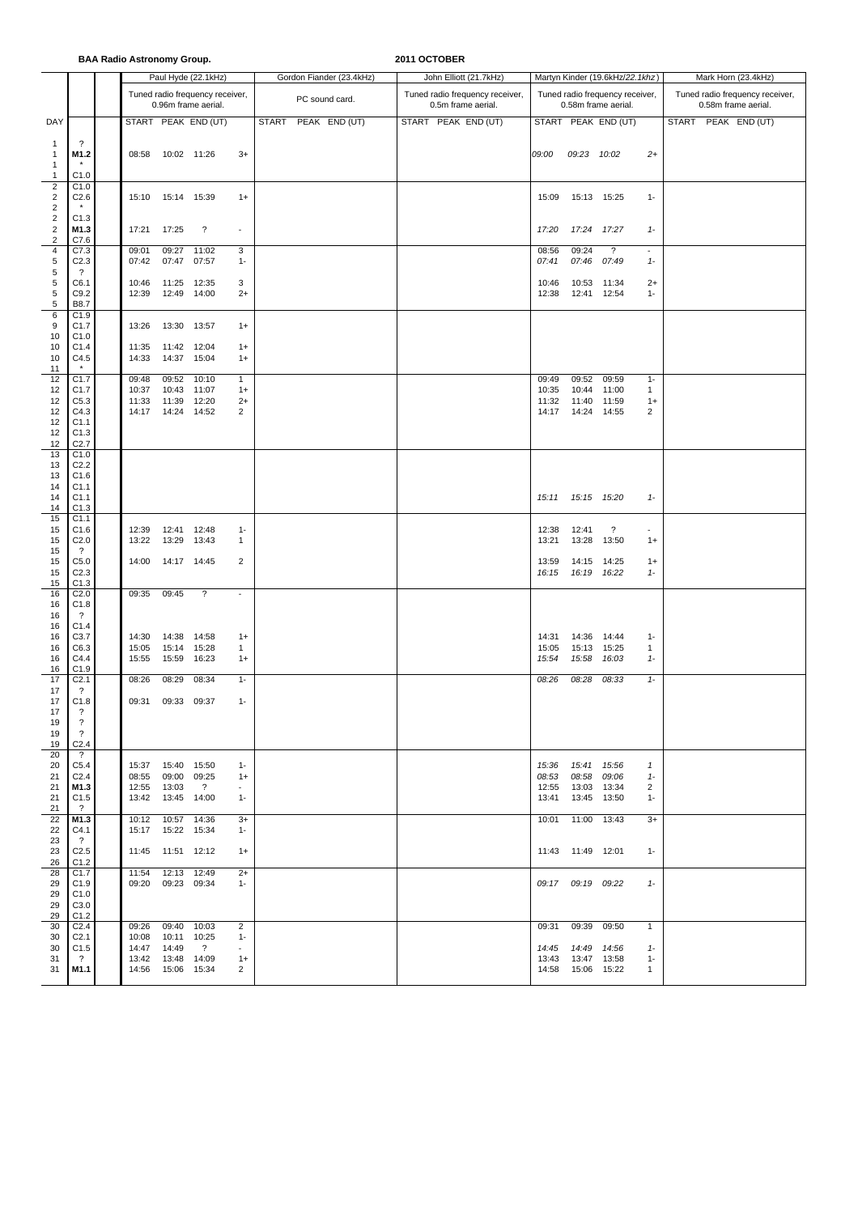**BAA Radio Astronomy Group.** **2011 OCTOBER**

| DAY | | | Paul Hyde (22.1kHz) Tuned radio frequency receiver, 0.96m frame aerial. START | PEAK | END (UT) | | Gordon Fiander (23.4kHz) PC sound card. START | PEAK | END (UT) | John Elliott (21.7kHz) Tuned radio frequency receiver, 0.5m frame aerial. START | PEAK | END (UT) | Martyn Kinder (19.6kHz/*22.1khz*) Tuned radio frequency receiver, 0.58m frame aerial. START | PEAK | END (UT) | | Mark Horn (23.4kHz) Tuned radio frequency receiver, 0.58m frame aerial. START | PEAK | END (UT) |
|---|---|---|---|---|---|---|---|---|---|---|---|---|---|---|---|---|---|---|---|---|
| 1 | ? | | | | | | | | | | | | | | | | | | | |
| 1 | **M1.2** | | 08:58 | 10:02 | 11:26 | 3+ | | | | | | | *09:00* | *09:23* | *10:02* | *2+* | | | | |
| 1 | * | | | | | | | | | | | | | | | | | | | |
| 1 | C1.0 | | | | | | | | | | | | | | | | | | | |
| 2 | C1.0 | | | | | | | | | | | | | | | | | | | |
| 2 | C2.6 | | 15:10 | 15:14 | 15:39 | 1+ | | | | | | | 15:09 | 15:13 | 15:25 | 1- | | | | |
| 2 | * | | | | | | | | | | | | | | | | | | | |
| 2 | C1.3 | | | | | | | | | | | | | | | | | | | |
| 2 | **M1.3** | | 17:21 | 17:25 | ? | - | | | | | | | *17:20* | *17:24* | *17:27* | *1-* | | | | |
| 2 | C7.6 | | | | | | | | | | | | | | | | | | | |
| 4 | C7.3 | | 09:01 | 09:27 | 11:02 | 3 | | | | | | | 08:56 | 09:24 | ? | - | | | | |
| 5 | C2.3 | | 07:42 | 07:47 | 07:57 | 1- | | | | | | | *07:41* | *07:46* | *07:49* | *1-* | | | | |
| 5 | ? | | | | | | | | | | | | | | | | | | | |
| 5 | C6.1 | | 10:46 | 11:25 | 12:35 | 3 | | | | | | | 10:46 | 10:53 | 11:34 | 2+ | | | | |
| 5 | C9.2 | | 12:39 | 12:49 | 14:00 | 2+ | | | | | | | 12:38 | 12:41 | 12:54 | 1- | | | | |
| 5 | B8.7 | | | | | | | | | | | | | | | | | | | |
| 6 | C1.9 | | | | | | | | | | | | | | | | | | | |
| 9 | C1.7 | | 13:26 | 13:30 | 13:57 | 1+ | | | | | | | | | | | | | | |
| 10 | C1.0 | | | | | | | | | | | | | | | | | | | |
| 10 | C1.4 | | 11:35 | 11:42 | 12:04 | 1+ | | | | | | | | | | | | | | |
| 10 | C4.5 | | 14:33 | 14:37 | 15:04 | 1+ | | | | | | | | | | | | | | |
| 11 | * | | | | | | | | | | | | | | | | | | | |
| 12 | C1.7 | | 09:48 | 09:52 | 10:10 | 1 | | | | | | | 09:49 | 09:52 | 09:59 | 1- | | | | |
| 12 | C1.7 | | 10:37 | 10:43 | 11:07 | 1+ | | | | | | | 10:35 | 10:44 | 11:00 | 1 | | | | |
| 12 | C5.3 | | 11:33 | 11:39 | 12:20 | 2+ | | | | | | | 11:32 | 11:40 | 11:59 | 1+ | | | | |
| 12 | C4.3 | | 14:17 | 14:24 | 14:52 | 2 | | | | | | | 14:17 | 14:24 | 14:55 | 2 | | | | |
| 12 | C1.1 | | | | | | | | | | | | | | | | | | | |
| 12 | C1.3 | | | | | | | | | | | | | | | | | | | |
| 12 | C2.7 | | | | | | | | | | | | | | | | | | | |
| 13 | C1.0 | | | | | | | | | | | | | | | | | | | |
| 13 | C2.2 | | | | | | | | | | | | | | | | | | | |
| 13 | C1.6 | | | | | | | | | | | | | | | | | | | |
| 14 | C1.1 | | | | | | | | | | | | | | | | | | | |
| 14 | C1.1 | | | | | | | | | | | | *15:11* | *15:15* | *15:20* | *1-* | | | | |
| 14 | C1.3 | | | | | | | | | | | | | | | | | | | |
| 15 | C1.1 | | | | | | | | | | | | | | | | | | | |
| 15 | C1.6 | | 12:39 | 12:41 | 12:48 | 1- | | | | | | | 12:38 | 12:41 | ? | - | | | | |
| 15 | C2.0 | | 13:22 | 13:29 | 13:43 | 1 | | | | | | | 13:21 | 13:28 | 13:50 | 1+ | | | | |
| 15 | ? | | | | | | | | | | | | | | | | | | | |
| 15 | C5.0 | | 14:00 | 14:17 | 14:45 | 2 | | | | | | | 13:59 | 14:15 | 14:25 | 1+ | | | | |
| 15 | C2.3 | | | | | | | | | | | | *16:15* | *16:19* | *16:22* | *1-* | | | | |
| 15 | C1.3 | | | | | | | | | | | | | | | | | | | |
| 16 | C2.0 | | 09:35 | 09:45 | ? | - | | | | | | | | | | | | | | |
| 16 | C1.8 | | | | | | | | | | | | | | | | | | | |
| 16 | ? | | | | | | | | | | | | | | | | | | | |
| 16 | C1.4 | | | | | | | | | | | | | | | | | | | |
| 16 | C3.7 | | 14:30 | 14:38 | 14:58 | 1+ | | | | | | | 14:31 | 14:36 | 14:44 | 1- | | | | |
| 16 | C6.3 | | 15:05 | 15:14 | 15:28 | 1 | | | | | | | 15:05 | 15:13 | 15:25 | 1 | | | | |
| 16 | C4.4 | | 15:55 | 15:59 | 16:23 | 1+ | | | | | | | *15:54* | *15:58* | *16:03* | *1-* | | | | |
| 16 | C1.9 | | | | | | | | | | | | | | | | | | | |
| 17 | C2.1 | | 08:26 | 08:29 | 08:34 | 1- | | | | | | | *08:26* | *08:28* | *08:33* | *1-* | | | | |
| 17 | ? | | | | | | | | | | | | | | | | | | | |
| 17 | C1.8 | | 09:31 | 09:33 | 09:37 | 1- | | | | | | | | | | | | | | |
| 17 | ? | | | | | | | | | | | | | | | | | | | |
| 19 | ? | | | | | | | | | | | | | | | | | | | |
| 19 | ? | | | | | | | | | | | | | | | | | | | |
| 19 | C2.4 | | | | | | | | | | | | | | | | | | | |
| 20 | ? | | | | | | | | | | | | | | | | | | | |
| 20 | C5.4 | | 15:37 | 15:40 | 15:50 | 1- | | | | | | | *15:36* | *15:41* | *15:56* | *1* | | | | |
| 21 | C2.4 | | 08:55 | 09:00 | 09:25 | 1+ | | | | | | | *08:53* | *08:58* | *09:06* | *1-* | | | | |
| 21 | **M1.3** | | 12:55 | 13:03 | ? | - | | | | | | | 12:55 | 13:03 | 13:34 | 2 | | | | |
| 21 | C1.5 | | 13:42 | 13:45 | 14:00 | 1- | | | | | | | 13:41 | 13:45 | 13:50 | 1- | | | | |
| 21 | ? | | | | | | | | | | | | | | | | | | | |
| 22 | **M1.3** | | 10:12 | 10:57 | 14:36 | 3+ | | | | | | | 10:01 | 11:00 | 13:43 | 3+ | | | | |
| 22 | C4.1 | | 15:17 | 15:22 | 15:34 | 1- | | | | | | | | | | | | | | |
| 23 | ? | | | | | | | | | | | | | | | | | | | |
| 23 | C2.5 | | 11:45 | 11:51 | 12:12 | 1+ | | | | | | | 11:43 | 11:49 | 12:01 | 1- | | | | |
| 26 | C1.2 | | | | | | | | | | | | | | | | | | | |
| 28 | C1.7 | | 11:54 | 12:13 | 12:49 | 2+ | | | | | | | | | | | | | | |
| 29 | C1.9 | | 09:20 | 09:23 | 09:34 | 1- | | | | | | | *09:17* | *09:19* | *09:22* | *1-* | | | | |
| 29 | C1.0 | | | | | | | | | | | | | | | | | | | |
| 29 | C3.0 | | | | | | | | | | | | | | | | | | | |
| 29 | C1.2 | | | | | | | | | | | | | | | | | | | |
| 30 | C2.4 | | 09:26 | 09:40 | 10:03 | 2 | | | | | | | 09:31 | 09:39 | 09:50 | 1 | | | | |
| 30 | C2.1 | | 10:08 | 10:11 | 10:25 | 1- | | | | | | | | | | | | | | |
| 30 | C1.5 | | 14:47 | 14:49 | ? | - | | | | | | | *14:45* | *14:49* | *14:56* | *1-* | | | | |
| 31 | ? | | 13:42 | 13:48 | 14:09 | 1+ | | | | | | | 13:43 | 13:47 | 13:58 | 1- | | | | |
| 31 | **M1.1** | | 14:56 | 15:06 | 15:34 | 2 | | | | | | | 14:58 | 15:06 | 15:22 | 1 | | | | |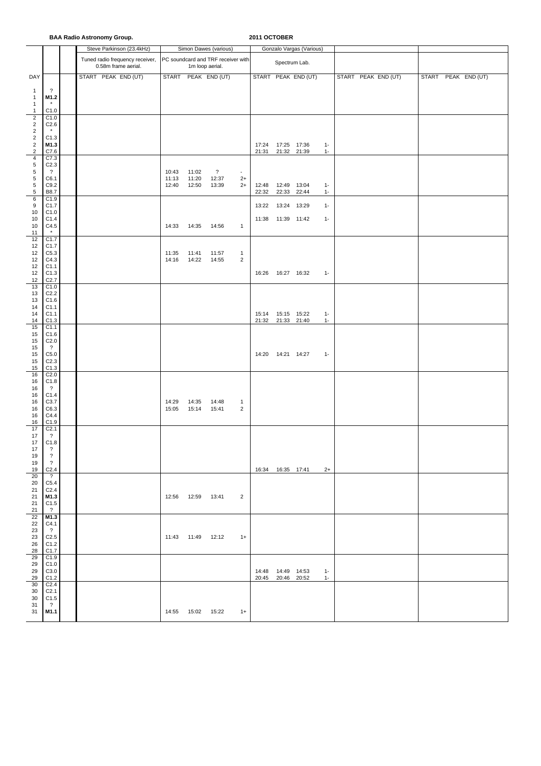**BAA Radio Astronomy Group.** **2011 OCTOBER**

| DAY | | | Steve Parkinson (23.4kHz) Tuned radio frequency receiver, 0.58m frame aerial. START PEAK END (UT) | Simon Dawes (various) PC soundcard and TRF receiver with 1m loop aerial. START | PEAK | END (UT) | | Gonzalo Vargas (Various) Spectrum Lab. START | PEAK | END (UT) | | START PEAK END (UT) | START PEAK END (UT) |
|---|---|---|---|---|---|---|---|---|---|---|---|---|---|
| 1 | ? | | | | | | | | | | | | |
| 1 | **M1.2** | | | | | | | | | | | | |
| 1 | * | | | | | | | | | | | | |
| 1 | C1.0 | | | | | | | | | | | | |
| 2 | C1.0 | | | | | | | | | | | | |
| 2 | C2.6 | | | | | | | | | | | | |
| 2 | * | | | | | | | | | | | | |
| 2 | C1.3 | | | | | | | | | | | | |
| 2 | **M1.3** | | | | | | | 17:24 | 17:25 | 17:36 | 1- | | |
| 2 | C7.6 | | | | | | | 21:31 | 21:32 | 21:39 | 1- | | |
| 4 | C7.3 | | | | | | | | | | | | |
| 5 | C2.3 | | | | | | | | | | | | |
| 5 | ? | | | 10:43 | 11:02 | ? | - | | | | | | |
| 5 | C6.1 | | | 11:13 | 11:20 | 12:37 | 2+ | | | | | | |
| 5 | C9.2 | | | 12:40 | 12:50 | 13:39 | 2+ | 12:48 | 12:49 | 13:04 | 1- | | |
| 5 | B8.7 | | | | | | | 22:32 | 22:33 | 22:44 | 1- | | |
| 6 | C1.9 | | | | | | | | | | | | |
| 9 | C1.7 | | | | | | | 13:22 | 13:24 | 13:29 | 1- | | |
| 10 | C1.0 | | | | | | | | | | | | |
| 10 | C1.4 | | | | | | | 11:38 | 11:39 | 11:42 | 1- | | |
| 10 | C4.5 | | | 14:33 | 14:35 | 14:56 | 1 | | | | | | |
| 11 | * | | | | | | | | | | | | |
| 12 | C1.7 | | | | | | | | | | | | |
| 12 | C1.7 | | | | | | | | | | | | |
| 12 | C5.3 | | | 11:35 | 11:41 | 11:57 | 1 | | | | | | |
| 12 | C4.3 | | | 14:16 | 14:22 | 14:55 | 2 | | | | | | |
| 12 | C1.1 | | | | | | | | | | | | |
| 12 | C1.3 | | | | | | | 16:26 | 16:27 | 16:32 | 1- | | |
| 12 | C2.7 | | | | | | | | | | | | |
| 13 | C1.0 | | | | | | | | | | | | |
| 13 | C2.2 | | | | | | | | | | | | |
| 13 | C1.6 | | | | | | | | | | | | |
| 14 | C1.1 | | | | | | | | | | | | |
| 14 | C1.1 | | | | | | | 15:14 | 15:15 | 15:22 | 1- | | |
| 14 | C1.3 | | | | | | | 21:32 | 21:33 | 21:40 | 1- | | |
| 15 | C1.1 | | | | | | | | | | | | |
| 15 | C1.6 | | | | | | | | | | | | |
| 15 | C2.0 | | | | | | | | | | | | |
| 15 | ? | | | | | | | | | | | | |
| 15 | C5.0 | | | | | | | 14:20 | 14:21 | 14:27 | 1- | | |
| 15 | C2.3 | | | | | | | | | | | | |
| 15 | C1.3 | | | | | | | | | | | | |
| 16 | C2.0 | | | | | | | | | | | | |
| 16 | C1.8 | | | | | | | | | | | | |
| 16 | ? | | | | | | | | | | | | |
| 16 | C1.4 | | | | | | | | | | | | |
| 16 | C3.7 | | | 14:29 | 14:35 | 14:48 | 1 | | | | | | |
| 16 | C6.3 | | | 15:05 | 15:14 | 15:41 | 2 | | | | | | |
| 16 | C4.4 | | | | | | | | | | | | |
| 16 | C1.9 | | | | | | | | | | | | |
| 17 | C2.1 | | | | | | | | | | | | |
| 17 | ? | | | | | | | | | | | | |
| 17 | C1.8 | | | | | | | | | | | | |
| 17 | ? | | | | | | | | | | | | |
| 19 | ? | | | | | | | | | | | | |
| 19 | ? | | | | | | | | | | | | |
| 19 | C2.4 | | | | | | | 16:34 | 16:35 | 17:41 | 2+ | | |
| 20 | ? | | | | | | | | | | | | |
| 20 | C5.4 | | | | | | | | | | | | |
| 21 | C2.4 | | | | | | | | | | | | |
| 21 | **M1.3** | | | 12:56 | 12:59 | 13:41 | 2 | | | | | | |
| 21 | C1.5 | | | | | | | | | | | | |
| 21 | ? | | | | | | | | | | | | |
| 22 | **M1.3** | | | | | | | | | | | | |
| 22 | C4.1 | | | | | | | | | | | | |
| 23 | ? | | | | | | | | | | | | |
| 23 | C2.5 | | | 11:43 | 11:49 | 12:12 | 1+ | | | | | | |
| 26 | C1.2 | | | | | | | | | | | | |
| 28 | C1.7 | | | | | | | | | | | | |
| 29 | C1.9 | | | | | | | | | | | | |
| 29 | C1.0 | | | | | | | | | | | | |
| 29 | C3.0 | | | | | | | 14:48 | 14:49 | 14:53 | 1- | | |
| 29 | C1.2 | | | | | | | 20:45 | 20:46 | 20:52 | 1- | | |
| 30 | C2.4 | | | | | | | | | | | | |
| 30 | C2.1 | | | | | | | | | | | | |
| 30 | C1.5 | | | | | | | | | | | | |
| 31 | ? | | | | | | | | | | | | |
| 31 | **M1.1** | | | 14:55 | 15:02 | 15:22 | 1+ | | | | | | |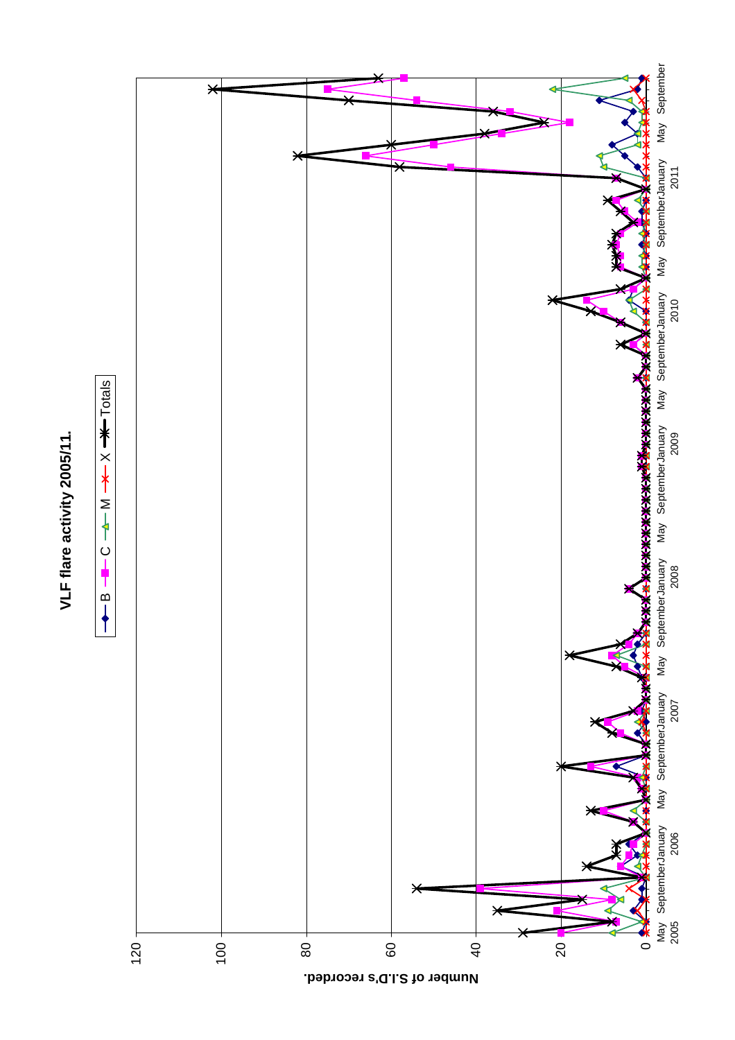# VLF flare activity 2005/11.

Legend: B, C, M, X, Totals

Number of S.I.D's recorded.

0, 20, 40, 60, 80, 100, 120

May 2005, September, January 2006, May, September, January 2007, May, September, January 2008, May, September, January 2009, May, September, January 2010, May, September, January 2011, May, September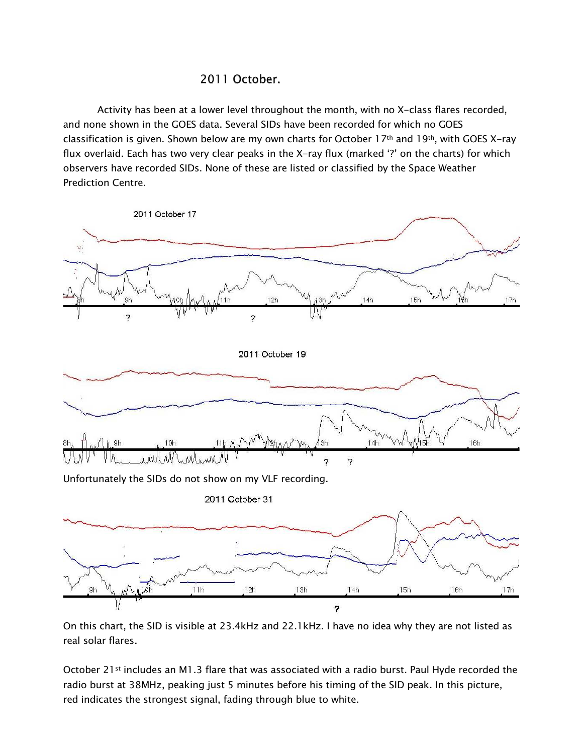# 2011 October.

Activity has been at a lower level throughout the month, with no X-class flares recorded, and none shown in the GOES data. Several SIDs have been recorded for which no GOES classification is given. Shown below are my own charts for October 17th and 19th, with GOES X-ray flux overlaid. Each has two very clear peaks in the X-ray flux (marked '?' on the charts) for which observers have recorded SIDs. None of these are listed or classified by the Space Weather Prediction Centre.

2011 October 17

2011 October 19

Unfortunately the SIDs do not show on my VLF recording.

2011 October 31

On this chart, the SID is visible at 23.4kHz and 22.1kHz. I have no idea why they are not listed as real solar flares.

October 21st includes an M1.3 flare that was associated with a radio burst. Paul Hyde recorded the radio burst at 38MHz, peaking just 5 minutes before his timing of the SID peak. In this picture, red indicates the strongest signal, fading through blue to white.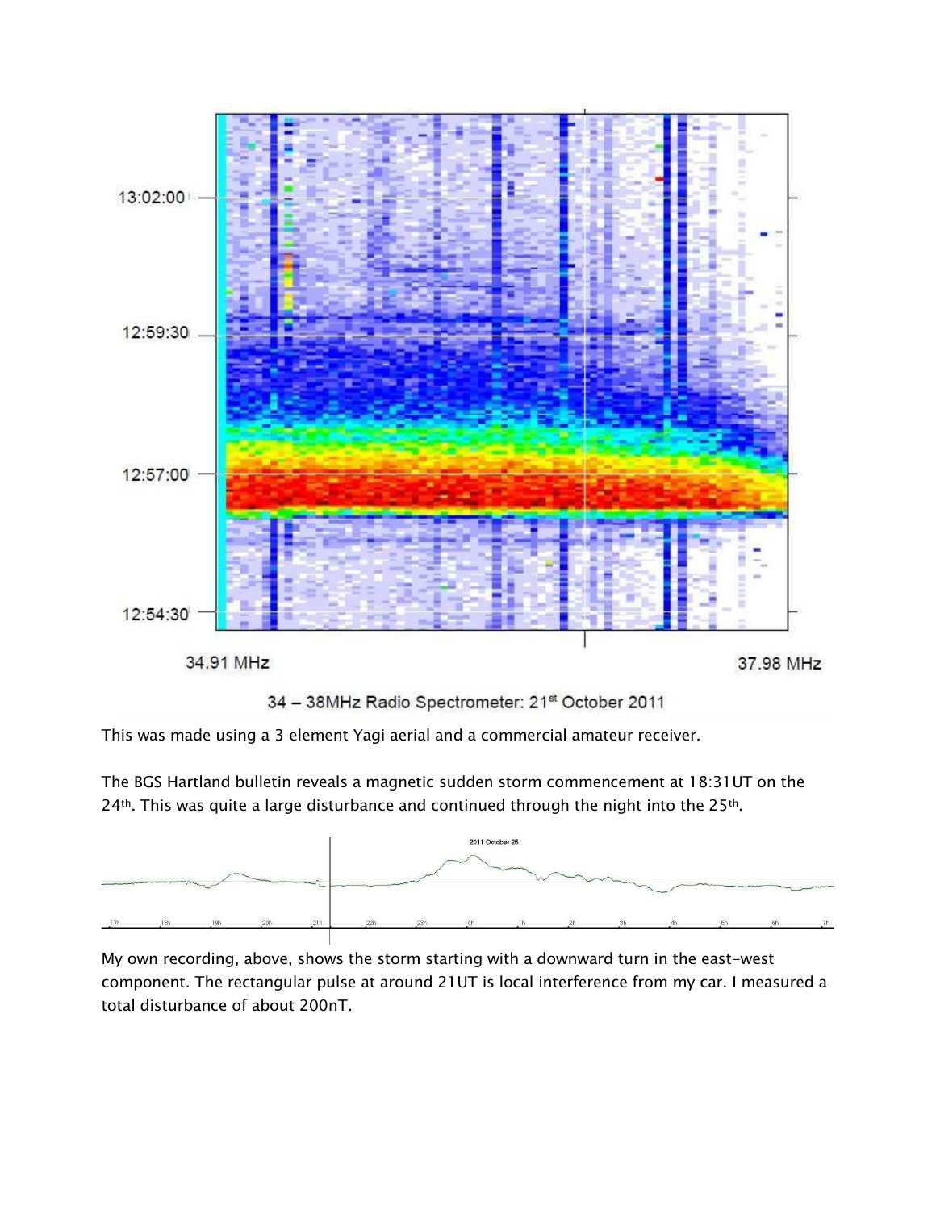34 – 38MHz Radio Spectrometer: 21st October 2011

This was made using a 3 element Yagi aerial and a commercial amateur receiver.

The BGS Hartland bulletin reveals a magnetic sudden storm commencement at 18:31UT on the 24th. This was quite a large disturbance and continued through the night into the 25th.

My own recording, above, shows the storm starting with a downward turn in the east-west component. The rectangular pulse at around 21UT is local interference from my car. I measured a total disturbance of about 200nT.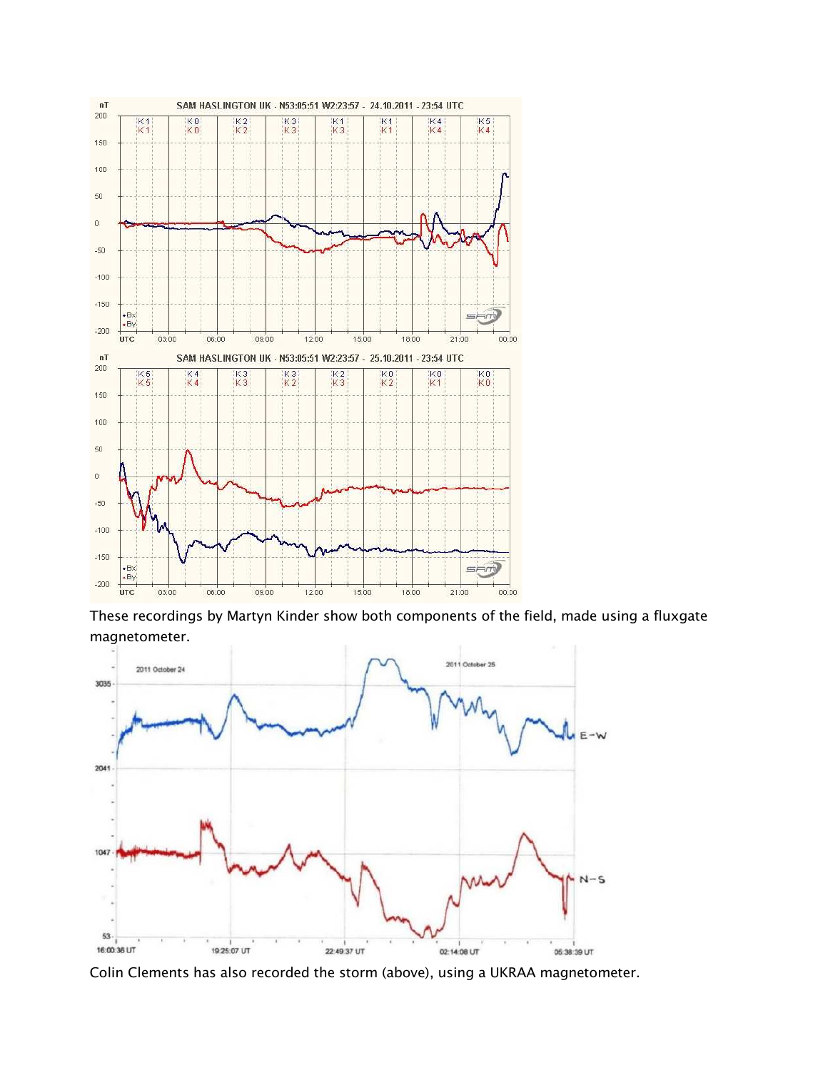These recordings by Martyn Kinder show both components of the field, made using a fluxgate magnetometer.

Colin Clements has also recorded the storm (above), using a UKRAA magnetometer.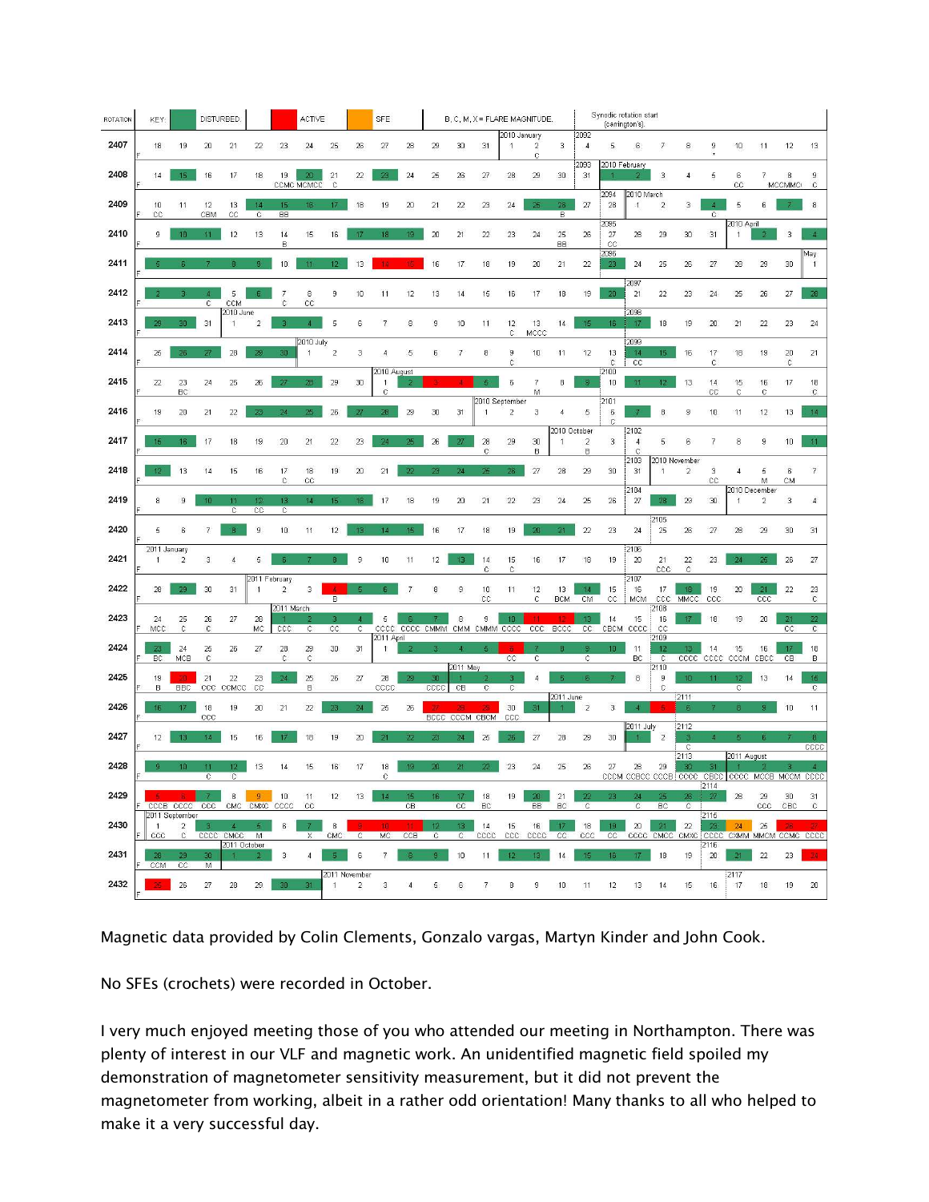ROTATION KEY: DISTURBED ACTIVE SFE B, C, M, X = FLARE MAGNITUDE. Synodic rotation start (carrington's).

| Rotation | | | | | | | | | | | | | | | | | | | | | | | | | | | |
|---|---|---|---|---|---|---|---|---|---|---|---|---|---|---|---|---|---|---|---|---|---|---|---|---|---|---|---|
| 2407 | 18 | 19 | 20 | 21 | 22 | 23 | 24 | 25 | 26 | 27 | 28 | 29 | 30 | 31 | 2010 January 1 | 2 C | 3 | 2092 4 | 5 | 6 | 7 | 8 | 9 | 10 | 11 | 12 | 13 |
| 2408 | 14 | 15 | 16 | 17 | 18 | 19 CCMC | 20 MCMCC | 21 C | 22 | 23 | 24 | 25 | 26 | 27 | 28 | 29 | 30 | 2093 31 | 2010 February 1 | 2 | 3 | 4 | 5 | 6 CC | 7 | 8 MCCMMC | 9 C |
| 2409 | 10 CC | 11 | 12 CBM | 13 CC | 14 C | 15 BB | 16 | 17 | 18 | 19 | 20 | 21 | 22 | 23 | 24 | 25 | 26 B | 27 | 2094 28 | 2010 March 1 | 2 | 3 | 4 C | 5 | 6 | 7 | 8 |
| 2410 | 9 | 10 | 11 | 12 | 13 | 14 B | 15 | 16 | 17 | 18 | 19 | 20 | 21 | 22 | 23 | 24 | 25 BB | 26 | 2095 27 CC | 28 | 29 | 30 | 31 | 2010 April 1 | 2 | 3 | 4 |
| 2411 | 5 | 6 | 7 | 8 | 9 | 10 | 11 | 12 | 13 | 14 | 15 | 16 | 17 | 18 | 19 | 20 | 21 | 22 | 2096 23 | 24 | 25 | 26 | 27 | 28 | 29 | 30 | May 1 |
| 2412 | 2 | 3 | 4 C | 5 CCM | 6 | 7 C | 8 CC | 9 | 10 | 11 | 12 | 13 | 14 | 15 | 16 | 17 | 18 | 19 | 20 | 2097 21 | 22 | 23 | 24 | 25 | 26 | 27 | 28 |
| 2413 | 29 | 30 | 31 | 2010 June 1 | 2 | 3 | 4 | 5 | 6 | 7 | 8 | 9 | 10 | 11 | 12 C | 13 MCCC | 14 | 15 | 16 | 2098 17 | 18 | 19 | 20 | 21 | 22 | 23 | 24 |
| 2414 | 25 | 26 | 27 | 28 | 29 | 30 | 2010 July 1 | 2 | 3 | 4 | 5 | 6 | 7 | 8 | 9 C | 10 | 11 | 12 | 13 C | 2099 14 CC | 15 | 16 | 17 C | 18 | 19 | 20 C | 21 |
| 2415 | 22 | 23 BC | 24 | 25 | 26 | 27 | 28 | 29 | 30 | 2010 August 1 C | 2 | 3 | 4 | 5 | 6 | 7 M | 8 | 9 | 2100 10 | 11 | 12 | 13 | 14 CC | 15 C | 16 C | 17 | 18 C |
| 2416 | 19 | 20 | 21 | 22 | 23 | 24 | 25 | 26 | 27 | 28 | 29 | 30 | 31 | 2010 September 1 | 2 | 3 | 4 | 5 | 2101 6 C | 7 | 8 | 9 | 10 | 11 | 12 | 13 | 14 |
| 2417 | 15 | 16 | 17 | 18 | 19 | 20 | 21 | 22 | 23 | 24 | 25 | 26 | 27 | 28 C | 29 | 30 B | 2010 October 1 | 2 B | 3 | 2102 4 C | 5 | 6 | 7 | 8 | 9 | 10 | 11 |
| 2418 | 12 | 13 | 14 | 15 | 16 | 17 C | 18 CC | 19 | 20 | 21 | 22 | 23 | 24 | 25 | 26 | 27 | 28 | 29 | 30 | 2103 31 | 2010 November 1 | 2 | 3 CC | 4 | 5 M | 6 CM | 7 |
| 2419 | 8 | 9 | 10 | 11 C | 12 CC | 13 C | 14 | 15 | 16 | 17 | 18 | 19 | 20 | 21 | 22 | 23 | 24 | 25 | 26 | 2104 27 | 28 | 29 | 30 | 2010 December 1 | 2 | 3 | 4 |
| 2420 | 5 | 6 | 7 | 8 | 9 | 10 | 11 | 12 | 13 | 14 | 15 | 16 | 17 | 18 | 19 | 20 | 21 | 22 | 23 | 24 | 2105 25 | 26 | 27 | 28 | 29 | 30 | 31 |
| 2421 | 2011 January 1 | 2 | 3 | 4 | 5 | 6 | 7 | 8 | 9 | 10 | 11 | 12 | 13 | 14 C | 15 C | 16 | 17 | 18 | 19 | 2106 20 | 21 CCC | 22 C | 23 | 24 | 25 | 26 | 27 |
| 2422 | 28 | 29 | 30 | 31 | 2011 February 1 | 2 | 3 | 4 B | 5 | 6 | 7 | 8 | 9 | 10 CC | 11 | 12 C | 13 BCM | 14 CM | 15 CC | 2107 16 MCM | 17 CCC | 18 MMCC | 19 CCC | 20 | 21 CCC | 22 | 23 C |
| 2423 | 24 MCC | 25 C | 26 C | 27 | 28 MC | 2011 March 1 CCC | 2 C | 3 CC | 4 C | 5 CCCC | 6 CCCC | 7 CMMM | 8 CMM | 9 CMMM | 10 CCCC | 11 CCC | 12 BCCC | 13 CC | 14 CBCM | 15 CCCC | 2108 16 CC | 17 | 18 | 19 | 20 | 21 CC | 22 C |
| 2424 | 23 BC | 24 MCB | 25 C | 26 | 27 | 28 C | 29 C | 30 | 31 | 2011 April 1 | 2 | 3 | 4 | 5 | 6 CC | 7 C | 8 | 9 C | 10 | 11 BC | 2109 12 C | 13 CCCC | 14 CCCC | 15 CCCM | 16 CBCC | 17 CB | 18 B |
| 2425 | 19 B | 20 BBC | 21 CCC | 22 CCMCC | 23 CC | 24 | 25 B | 26 | 27 | 28 CCCC | 29 | 30 CCCC | 2011 May 1 CB | 2 C | 3 C | 4 | 5 | 6 | 7 | 8 | 2110 9 C | 10 | 11 | 12 C | 13 | 14 | 15 C |
| 2426 | 16 | 17 | 18 CCC | 19 | 20 | 21 | 22 | 23 | 24 | 25 | 26 | 27 BCCC | 28 CCCM | 29 CBCM | 30 CCC | 31 | 2011 June 1 | 2 | 3 | 4 | 5 | 2111 6 | 7 | 8 | 9 | 10 | 11 |
| 2427 | 12 | 13 | 14 | 15 | 16 | 17 | 18 | 19 | 20 | 21 | 22 | 23 | 24 | 25 | 26 | 27 | 28 | 29 | 30 | 2011 July 1 | 2 | 2112 3 C | 4 | 5 | 6 | 7 | 8 CCCC |
| 2428 | 9 | 10 | 11 C | 12 C | 13 | 14 | 15 | 16 | 17 | 18 C | 19 | 20 | 21 | 22 | 23 | 24 | 25 | 26 | 27 CCCM | 28 CCBCC | 29 CCCB | 2113 30 CCCC | 31 CBCC | 2011 August 1 CCCC | 2 MCCB | 3 MCCM | 4 CCCC |
| 2429 | 5 CCCB | 6 CCCC | 7 CCC | 8 CMC | 9 CMXC | 10 CCCC | 11 CC | 12 | 13 | 14 | 15 CB | 16 | 17 CC | 18 BC | 19 | 20 BB | 21 BC | 22 C | 23 | 24 C | 25 BC | 26 C | 2114 27 | 28 | 29 CCC | 30 CBC | 31 C |
| 2430 | 2011 September 1 CCC | 2 C | 3 CCCC | 4 CMCC | 5 M | 6 | 7 X | 8 CMC | 9 C | 10 MC | 11 CCB | 12 C | 13 C | 14 CCCC | 15 CCC | 16 CCCC | 17 CC | 18 CCC | 19 CC | 20 CCCC | 21 CMCC | 22 CMXC | 2115 23 CCCC | 24 CXMM | 25 MMCM | 26 CCMC | 27 CCCC |
| 2431 | 28 CCM | 29 CC | 30 M | 2011 October 1 | 2 | 3 | 4 | 5 | 6 | 7 | 8 | 9 | 10 | 11 | 12 | 13 | 14 | 15 | 16 | 17 | 18 | 19 | 2116 20 | 21 | 22 | 23 | 24 |
| 2432 | 25 | 26 | 27 | 28 | 29 | 30 | 31 | 2011 November 1 | 2 | 3 | 4 | 5 | 6 | 7 | 8 | 9 | 10 | 11 | 12 | 13 | 14 | 15 | 16 | 2117 17 | 18 | 19 | 20 |

Magnetic data provided by Colin Clements, Gonzalo vargas, Martyn Kinder and John Cook.

No SFEs (crochets) were recorded in October.

I very much enjoyed meeting those of you who attended our meeting in Northampton. There was plenty of interest in our VLF and magnetic work. An unidentified magnetic field spoiled my demonstration of magnetometer sensitivity measurement, but it did not prevent the magnetometer from working, albeit in a rather odd orientation! Many thanks to all who helped to make it a very successful day.